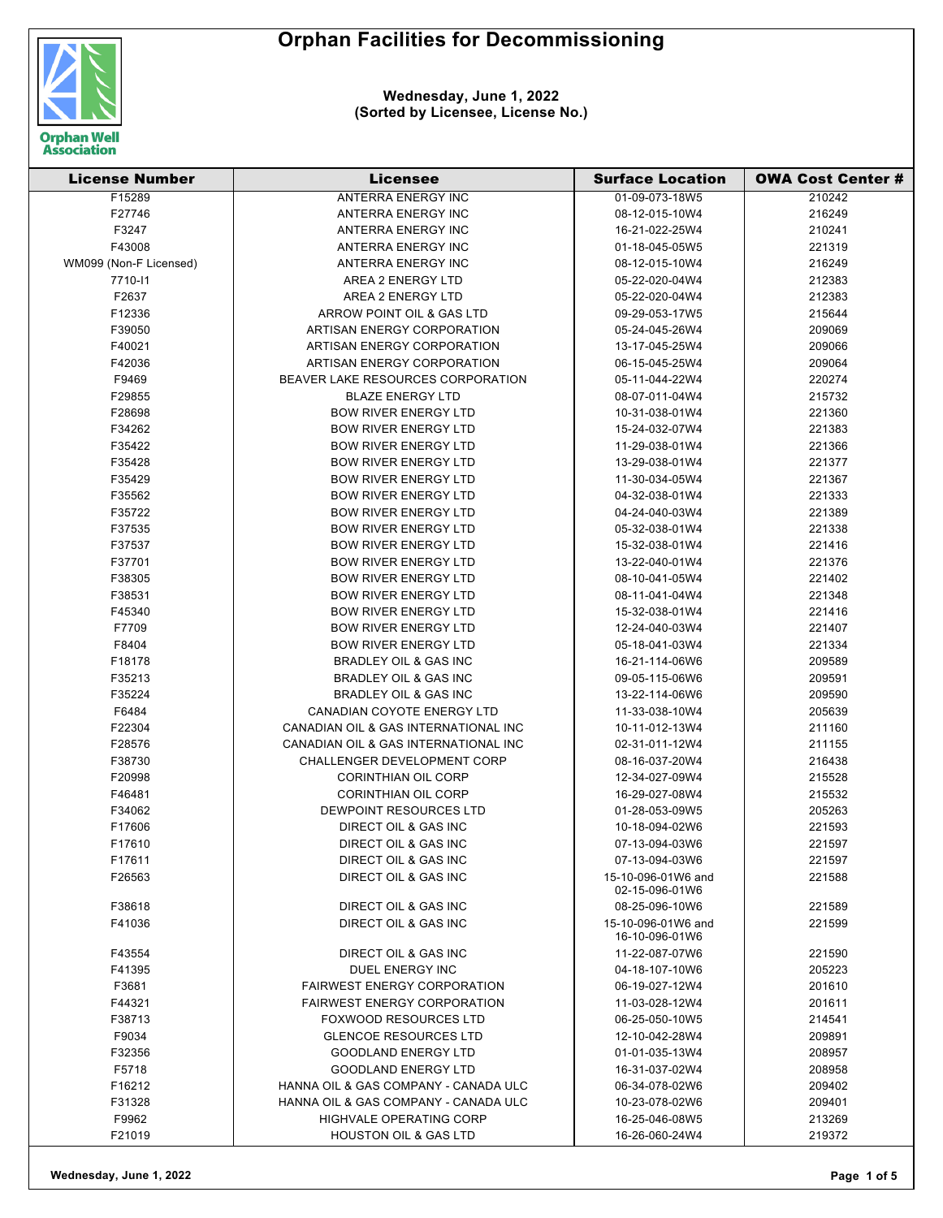# Orphan Facilities for Decommissioning

**Wednesday, June 1, 2022**
**(Sorted by Licensee, License No.)**

| License Number | Licensee | Surface Location | OWA Cost Center # |
|---|---|---|---|
| F15289 | ANTERRA ENERGY INC | 01-09-073-18W5 | 210242 |
| F27746 | ANTERRA ENERGY INC | 08-12-015-10W4 | 216249 |
| F3247 | ANTERRA ENERGY INC | 16-21-022-25W4 | 210241 |
| F43008 | ANTERRA ENERGY INC | 01-18-045-05W5 | 221319 |
| WM099 (Non-F Licensed) | ANTERRA ENERGY INC | 08-12-015-10W4 | 216249 |
| 7710-I1 | AREA 2 ENERGY LTD | 05-22-020-04W4 | 212383 |
| F2637 | AREA 2 ENERGY LTD | 05-22-020-04W4 | 212383 |
| F12336 | ARROW POINT OIL & GAS LTD | 09-29-053-17W5 | 215644 |
| F39050 | ARTISAN ENERGY CORPORATION | 05-24-045-26W4 | 209069 |
| F40021 | ARTISAN ENERGY CORPORATION | 13-17-045-25W4 | 209066 |
| F42036 | ARTISAN ENERGY CORPORATION | 06-15-045-25W4 | 209064 |
| F9469 | BEAVER LAKE RESOURCES CORPORATION | 05-11-044-22W4 | 220274 |
| F29855 | BLAZE ENERGY LTD | 08-07-011-04W4 | 215732 |
| F28698 | BOW RIVER ENERGY LTD | 10-31-038-01W4 | 221360 |
| F34262 | BOW RIVER ENERGY LTD | 15-24-032-07W4 | 221383 |
| F35422 | BOW RIVER ENERGY LTD | 11-29-038-01W4 | 221366 |
| F35428 | BOW RIVER ENERGY LTD | 13-29-038-01W4 | 221377 |
| F35429 | BOW RIVER ENERGY LTD | 11-30-034-05W4 | 221367 |
| F35562 | BOW RIVER ENERGY LTD | 04-32-038-01W4 | 221333 |
| F35722 | BOW RIVER ENERGY LTD | 04-24-040-03W4 | 221389 |
| F37535 | BOW RIVER ENERGY LTD | 05-32-038-01W4 | 221338 |
| F37537 | BOW RIVER ENERGY LTD | 15-32-038-01W4 | 221416 |
| F37701 | BOW RIVER ENERGY LTD | 13-22-040-01W4 | 221376 |
| F38305 | BOW RIVER ENERGY LTD | 08-10-041-05W4 | 221402 |
| F38531 | BOW RIVER ENERGY LTD | 08-11-041-04W4 | 221348 |
| F45340 | BOW RIVER ENERGY LTD | 15-32-038-01W4 | 221416 |
| F7709 | BOW RIVER ENERGY LTD | 12-24-040-03W4 | 221407 |
| F8404 | BOW RIVER ENERGY LTD | 05-18-041-03W4 | 221334 |
| F18178 | BRADLEY OIL & GAS INC | 16-21-114-06W6 | 209589 |
| F35213 | BRADLEY OIL & GAS INC | 09-05-115-06W6 | 209591 |
| F35224 | BRADLEY OIL & GAS INC | 13-22-114-06W6 | 209590 |
| F6484 | CANADIAN COYOTE ENERGY LTD | 11-33-038-10W4 | 205639 |
| F22304 | CANADIAN OIL & GAS INTERNATIONAL INC | 10-11-012-13W4 | 211160 |
| F28576 | CANADIAN OIL & GAS INTERNATIONAL INC | 02-31-011-12W4 | 211155 |
| F38730 | CHALLENGER DEVELOPMENT CORP | 08-16-037-20W4 | 216438 |
| F20998 | CORINTHIAN OIL CORP | 12-34-027-09W4 | 215528 |
| F46481 | CORINTHIAN OIL CORP | 16-29-027-08W4 | 215532 |
| F34062 | DEWPOINT RESOURCES LTD | 01-28-053-09W5 | 205263 |
| F17606 | DIRECT OIL & GAS INC | 10-18-094-02W6 | 221593 |
| F17610 | DIRECT OIL & GAS INC | 07-13-094-03W6 | 221597 |
| F17611 | DIRECT OIL & GAS INC | 07-13-094-03W6 | 221597 |
| F26563 | DIRECT OIL & GAS INC | 15-10-096-01W6 and 02-15-096-01W6 | 221588 |
| F38618 | DIRECT OIL & GAS INC | 08-25-096-10W6 | 221589 |
| F41036 | DIRECT OIL & GAS INC | 15-10-096-01W6 and 16-10-096-01W6 | 221599 |
| F43554 | DIRECT OIL & GAS INC | 11-22-087-07W6 | 221590 |
| F41395 | DUEL ENERGY INC | 04-18-107-10W6 | 205223 |
| F3681 | FAIRWEST ENERGY CORPORATION | 06-19-027-12W4 | 201610 |
| F44321 | FAIRWEST ENERGY CORPORATION | 11-03-028-12W4 | 201611 |
| F38713 | FOXWOOD RESOURCES LTD | 06-25-050-10W5 | 214541 |
| F9034 | GLENCOE RESOURCES LTD | 12-10-042-28W4 | 209891 |
| F32356 | GOODLAND ENERGY LTD | 01-01-035-13W4 | 208957 |
| F5718 | GOODLAND ENERGY LTD | 16-31-037-02W4 | 208958 |
| F16212 | HANNA OIL & GAS COMPANY - CANADA ULC | 06-34-078-02W6 | 209402 |
| F31328 | HANNA OIL & GAS COMPANY - CANADA ULC | 10-23-078-02W6 | 209401 |
| F9962 | HIGHVALE OPERATING CORP | 16-25-046-08W5 | 213269 |
| F21019 | HOUSTON OIL & GAS LTD | 16-26-060-24W4 | 219372 |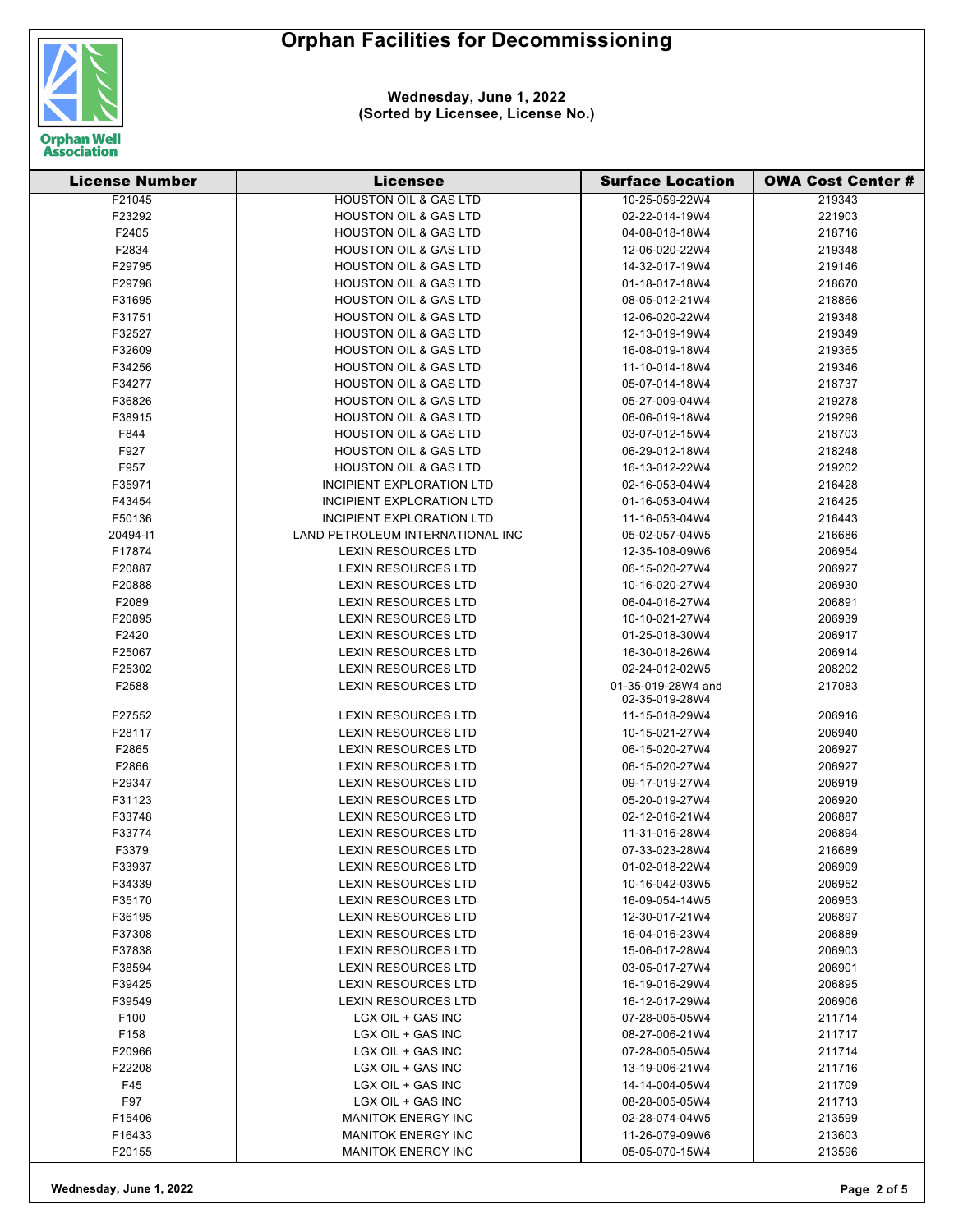# Orphan Facilities for Decommissioning

**Wednesday, June 1, 2022**
**(Sorted by Licensee, License No.)**

| License Number | Licensee | Surface Location | OWA Cost Center # |
|---|---|---|---|
| F21045 | HOUSTON OIL & GAS LTD | 10-25-059-22W4 | 219343 |
| F23292 | HOUSTON OIL & GAS LTD | 02-22-014-19W4 | 221903 |
| F2405 | HOUSTON OIL & GAS LTD | 04-08-018-18W4 | 218716 |
| F2834 | HOUSTON OIL & GAS LTD | 12-06-020-22W4 | 219348 |
| F29795 | HOUSTON OIL & GAS LTD | 14-32-017-19W4 | 219146 |
| F29796 | HOUSTON OIL & GAS LTD | 01-18-017-18W4 | 218670 |
| F31695 | HOUSTON OIL & GAS LTD | 08-05-012-21W4 | 218866 |
| F31751 | HOUSTON OIL & GAS LTD | 12-06-020-22W4 | 219348 |
| F32527 | HOUSTON OIL & GAS LTD | 12-13-019-19W4 | 219349 |
| F32609 | HOUSTON OIL & GAS LTD | 16-08-019-18W4 | 219365 |
| F34256 | HOUSTON OIL & GAS LTD | 11-10-014-18W4 | 219346 |
| F34277 | HOUSTON OIL & GAS LTD | 05-07-014-18W4 | 218737 |
| F36826 | HOUSTON OIL & GAS LTD | 05-27-009-04W4 | 219278 |
| F38915 | HOUSTON OIL & GAS LTD | 06-06-019-18W4 | 219296 |
| F844 | HOUSTON OIL & GAS LTD | 03-07-012-15W4 | 218703 |
| F927 | HOUSTON OIL & GAS LTD | 06-29-012-18W4 | 218248 |
| F957 | HOUSTON OIL & GAS LTD | 16-13-012-22W4 | 219202 |
| F35971 | INCIPIENT EXPLORATION LTD | 02-16-053-04W4 | 216428 |
| F43454 | INCIPIENT EXPLORATION LTD | 01-16-053-04W4 | 216425 |
| F50136 | INCIPIENT EXPLORATION LTD | 11-16-053-04W4 | 216443 |
| 20494-I1 | LAND PETROLEUM INTERNATIONAL INC | 05-02-057-04W5 | 216686 |
| F17874 | LEXIN RESOURCES LTD | 12-35-108-09W6 | 206954 |
| F20887 | LEXIN RESOURCES LTD | 06-15-020-27W4 | 206927 |
| F20888 | LEXIN RESOURCES LTD | 10-16-020-27W4 | 206930 |
| F2089 | LEXIN RESOURCES LTD | 06-04-016-27W4 | 206891 |
| F20895 | LEXIN RESOURCES LTD | 10-10-021-27W4 | 206939 |
| F2420 | LEXIN RESOURCES LTD | 01-25-018-30W4 | 206917 |
| F25067 | LEXIN RESOURCES LTD | 16-30-018-26W4 | 206914 |
| F25302 | LEXIN RESOURCES LTD | 02-24-012-02W5 | 208202 |
| F2588 | LEXIN RESOURCES LTD | 01-35-019-28W4 and 02-35-019-28W4 | 217083 |
| F27552 | LEXIN RESOURCES LTD | 11-15-018-29W4 | 206916 |
| F28117 | LEXIN RESOURCES LTD | 10-15-021-27W4 | 206940 |
| F2865 | LEXIN RESOURCES LTD | 06-15-020-27W4 | 206927 |
| F2866 | LEXIN RESOURCES LTD | 06-15-020-27W4 | 206927 |
| F29347 | LEXIN RESOURCES LTD | 09-17-019-27W4 | 206919 |
| F31123 | LEXIN RESOURCES LTD | 05-20-019-27W4 | 206920 |
| F33748 | LEXIN RESOURCES LTD | 02-12-016-21W4 | 206887 |
| F33774 | LEXIN RESOURCES LTD | 11-31-016-28W4 | 206894 |
| F3379 | LEXIN RESOURCES LTD | 07-33-023-28W4 | 216689 |
| F33937 | LEXIN RESOURCES LTD | 01-02-018-22W4 | 206909 |
| F34339 | LEXIN RESOURCES LTD | 10-16-042-03W5 | 206952 |
| F35170 | LEXIN RESOURCES LTD | 16-09-054-14W5 | 206953 |
| F36195 | LEXIN RESOURCES LTD | 12-30-017-21W4 | 206897 |
| F37308 | LEXIN RESOURCES LTD | 16-04-016-23W4 | 206889 |
| F37838 | LEXIN RESOURCES LTD | 15-06-017-28W4 | 206903 |
| F38594 | LEXIN RESOURCES LTD | 03-05-017-27W4 | 206901 |
| F39425 | LEXIN RESOURCES LTD | 16-19-016-29W4 | 206895 |
| F39549 | LEXIN RESOURCES LTD | 16-12-017-29W4 | 206906 |
| F100 | LGX OIL + GAS INC | 07-28-005-05W4 | 211714 |
| F158 | LGX OIL + GAS INC | 08-27-006-21W4 | 211717 |
| F20966 | LGX OIL + GAS INC | 07-28-005-05W4 | 211714 |
| F22208 | LGX OIL + GAS INC | 13-19-006-21W4 | 211716 |
| F45 | LGX OIL + GAS INC | 14-14-004-05W4 | 211709 |
| F97 | LGX OIL + GAS INC | 08-28-005-05W4 | 211713 |
| F15406 | MANITOK ENERGY INC | 02-28-074-04W5 | 213599 |
| F16433 | MANITOK ENERGY INC | 11-26-079-09W6 | 213603 |
| F20155 | MANITOK ENERGY INC | 05-05-070-15W4 | 213596 |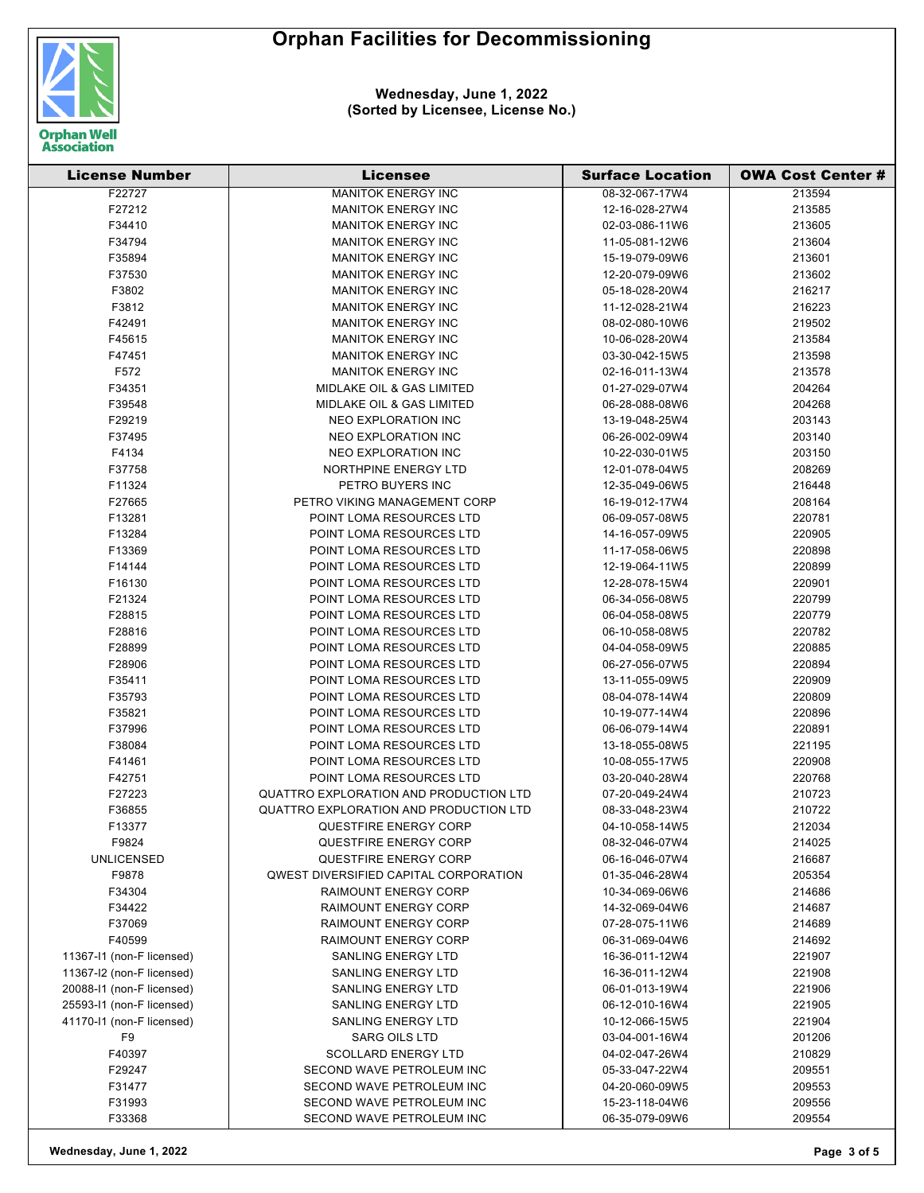# Orphan Facilities for Decommissioning

**Wednesday, June 1, 2022**
**(Sorted by Licensee, License No.)**

| License Number | Licensee | Surface Location | OWA Cost Center # |
|---|---|---|---|
| F22727 | MANITOK ENERGY INC | 08-32-067-17W4 | 213594 |
| F27212 | MANITOK ENERGY INC | 12-16-028-27W4 | 213585 |
| F34410 | MANITOK ENERGY INC | 02-03-086-11W6 | 213605 |
| F34794 | MANITOK ENERGY INC | 11-05-081-12W6 | 213604 |
| F35894 | MANITOK ENERGY INC | 15-19-079-09W6 | 213601 |
| F37530 | MANITOK ENERGY INC | 12-20-079-09W6 | 213602 |
| F3802 | MANITOK ENERGY INC | 05-18-028-20W4 | 216217 |
| F3812 | MANITOK ENERGY INC | 11-12-028-21W4 | 216223 |
| F42491 | MANITOK ENERGY INC | 08-02-080-10W6 | 219502 |
| F45615 | MANITOK ENERGY INC | 10-06-028-20W4 | 213584 |
| F47451 | MANITOK ENERGY INC | 03-30-042-15W5 | 213598 |
| F572 | MANITOK ENERGY INC | 02-16-011-13W4 | 213578 |
| F34351 | MIDLAKE OIL & GAS LIMITED | 01-27-029-07W4 | 204264 |
| F39548 | MIDLAKE OIL & GAS LIMITED | 06-28-088-08W6 | 204268 |
| F29219 | NEO EXPLORATION INC | 13-19-048-25W4 | 203143 |
| F37495 | NEO EXPLORATION INC | 06-26-002-09W4 | 203140 |
| F4134 | NEO EXPLORATION INC | 10-22-030-01W5 | 203150 |
| F37758 | NORTHPINE ENERGY LTD | 12-01-078-04W5 | 208269 |
| F11324 | PETRO BUYERS INC | 12-35-049-06W5 | 216448 |
| F27665 | PETRO VIKING MANAGEMENT CORP | 16-19-012-17W4 | 208164 |
| F13281 | POINT LOMA RESOURCES LTD | 06-09-057-08W5 | 220781 |
| F13284 | POINT LOMA RESOURCES LTD | 14-16-057-09W5 | 220905 |
| F13369 | POINT LOMA RESOURCES LTD | 11-17-058-06W5 | 220898 |
| F14144 | POINT LOMA RESOURCES LTD | 12-19-064-11W5 | 220899 |
| F16130 | POINT LOMA RESOURCES LTD | 12-28-078-15W4 | 220901 |
| F21324 | POINT LOMA RESOURCES LTD | 06-34-056-08W5 | 220799 |
| F28815 | POINT LOMA RESOURCES LTD | 06-04-058-08W5 | 220779 |
| F28816 | POINT LOMA RESOURCES LTD | 06-10-058-08W5 | 220782 |
| F28899 | POINT LOMA RESOURCES LTD | 04-04-058-09W5 | 220885 |
| F28906 | POINT LOMA RESOURCES LTD | 06-27-056-07W5 | 220894 |
| F35411 | POINT LOMA RESOURCES LTD | 13-11-055-09W5 | 220909 |
| F35793 | POINT LOMA RESOURCES LTD | 08-04-078-14W4 | 220809 |
| F35821 | POINT LOMA RESOURCES LTD | 10-19-077-14W4 | 220896 |
| F37996 | POINT LOMA RESOURCES LTD | 06-06-079-14W4 | 220891 |
| F38084 | POINT LOMA RESOURCES LTD | 13-18-055-08W5 | 221195 |
| F41461 | POINT LOMA RESOURCES LTD | 10-08-055-17W5 | 220908 |
| F42751 | POINT LOMA RESOURCES LTD | 03-20-040-28W4 | 220768 |
| F27223 | QUATTRO EXPLORATION AND PRODUCTION LTD | 07-20-049-24W4 | 210723 |
| F36855 | QUATTRO EXPLORATION AND PRODUCTION LTD | 08-33-048-23W4 | 210722 |
| F13377 | QUESTFIRE ENERGY CORP | 04-10-058-14W5 | 212034 |
| F9824 | QUESTFIRE ENERGY CORP | 08-32-046-07W4 | 214025 |
| UNLICENSED | QUESTFIRE ENERGY CORP | 06-16-046-07W4 | 216687 |
| F9878 | QWEST DIVERSIFIED CAPITAL CORPORATION | 01-35-046-28W4 | 205354 |
| F34304 | RAIMOUNT ENERGY CORP | 10-34-069-06W6 | 214686 |
| F34422 | RAIMOUNT ENERGY CORP | 14-32-069-04W6 | 214687 |
| F37069 | RAIMOUNT ENERGY CORP | 07-28-075-11W6 | 214689 |
| F40599 | RAIMOUNT ENERGY CORP | 06-31-069-04W6 | 214692 |
| 11367-I1 (non-F licensed) | SANLING ENERGY LTD | 16-36-011-12W4 | 221907 |
| 11367-I2 (non-F licensed) | SANLING ENERGY LTD | 16-36-011-12W4 | 221908 |
| 20088-I1 (non-F licensed) | SANLING ENERGY LTD | 06-01-013-19W4 | 221906 |
| 25593-I1 (non-F licensed) | SANLING ENERGY LTD | 06-12-010-16W4 | 221905 |
| 41170-I1 (non-F licensed) | SANLING ENERGY LTD | 10-12-066-15W5 | 221904 |
| F9 | SARG OILS LTD | 03-04-001-16W4 | 201206 |
| F40397 | SCOLLARD ENERGY LTD | 04-02-047-26W4 | 210829 |
| F29247 | SECOND WAVE PETROLEUM INC | 05-33-047-22W4 | 209551 |
| F31477 | SECOND WAVE PETROLEUM INC | 04-20-060-09W5 | 209553 |
| F31993 | SECOND WAVE PETROLEUM INC | 15-23-118-04W6 | 209556 |
| F33368 | SECOND WAVE PETROLEUM INC | 06-35-079-09W6 | 209554 |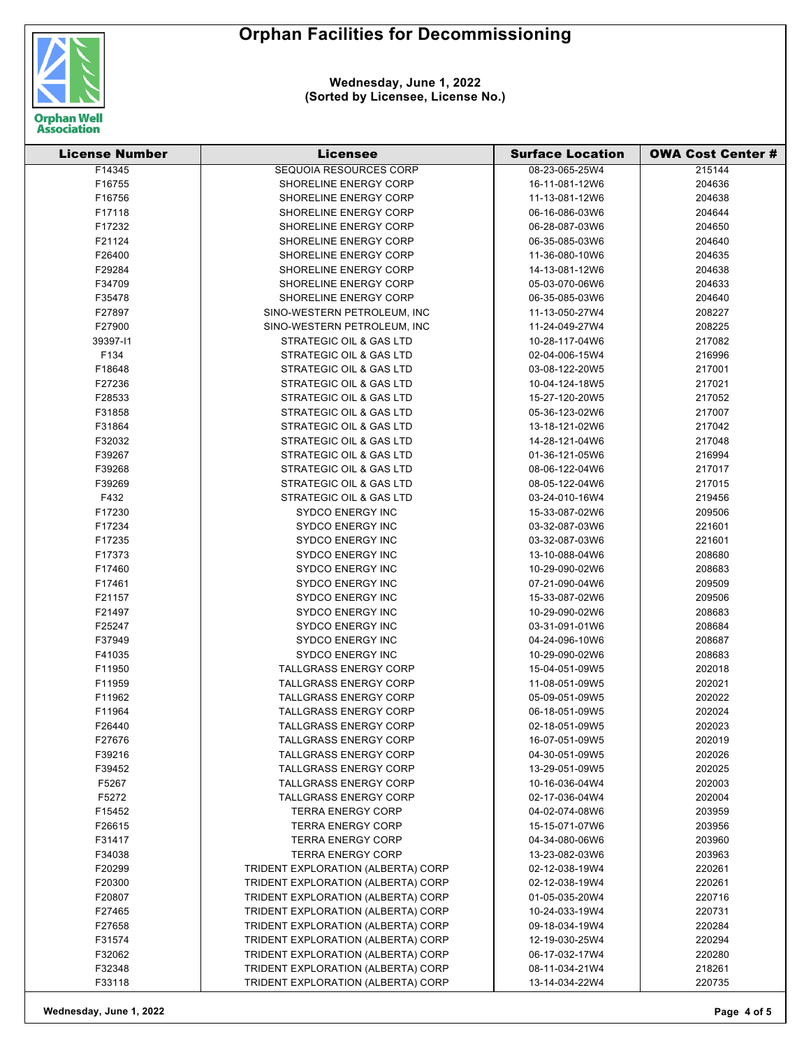# Orphan Facilities for Decommissioning

**Wednesday, June 1, 2022**
**(Sorted by Licensee, License No.)**

| License Number | Licensee | Surface Location | OWA Cost Center # |
|---|---|---|---|
| F14345 | SEQUOIA RESOURCES CORP | 08-23-065-25W4 | 215144 |
| F16755 | SHORELINE ENERGY CORP | 16-11-081-12W6 | 204636 |
| F16756 | SHORELINE ENERGY CORP | 11-13-081-12W6 | 204638 |
| F17118 | SHORELINE ENERGY CORP | 06-16-086-03W6 | 204644 |
| F17232 | SHORELINE ENERGY CORP | 06-28-087-03W6 | 204650 |
| F21124 | SHORELINE ENERGY CORP | 06-35-085-03W6 | 204640 |
| F26400 | SHORELINE ENERGY CORP | 11-36-080-10W6 | 204635 |
| F29284 | SHORELINE ENERGY CORP | 14-13-081-12W6 | 204638 |
| F34709 | SHORELINE ENERGY CORP | 05-03-070-06W6 | 204633 |
| F35478 | SHORELINE ENERGY CORP | 06-35-085-03W6 | 204640 |
| F27897 | SINO-WESTERN PETROLEUM, INC | 11-13-050-27W4 | 208227 |
| F27900 | SINO-WESTERN PETROLEUM, INC | 11-24-049-27W4 | 208225 |
| 39397-I1 | STRATEGIC OIL & GAS LTD | 10-28-117-04W6 | 217082 |
| F134 | STRATEGIC OIL & GAS LTD | 02-04-006-15W4 | 216996 |
| F18648 | STRATEGIC OIL & GAS LTD | 03-08-122-20W5 | 217001 |
| F27236 | STRATEGIC OIL & GAS LTD | 10-04-124-18W5 | 217021 |
| F28533 | STRATEGIC OIL & GAS LTD | 15-27-120-20W5 | 217052 |
| F31858 | STRATEGIC OIL & GAS LTD | 05-36-123-02W6 | 217007 |
| F31864 | STRATEGIC OIL & GAS LTD | 13-18-121-02W6 | 217042 |
| F32032 | STRATEGIC OIL & GAS LTD | 14-28-121-04W6 | 217048 |
| F39267 | STRATEGIC OIL & GAS LTD | 01-36-121-05W6 | 216994 |
| F39268 | STRATEGIC OIL & GAS LTD | 08-06-122-04W6 | 217017 |
| F39269 | STRATEGIC OIL & GAS LTD | 08-05-122-04W6 | 217015 |
| F432 | STRATEGIC OIL & GAS LTD | 03-24-010-16W4 | 219456 |
| F17230 | SYDCO ENERGY INC | 15-33-087-02W6 | 209506 |
| F17234 | SYDCO ENERGY INC | 03-32-087-03W6 | 221601 |
| F17235 | SYDCO ENERGY INC | 03-32-087-03W6 | 221601 |
| F17373 | SYDCO ENERGY INC | 13-10-088-04W6 | 208680 |
| F17460 | SYDCO ENERGY INC | 10-29-090-02W6 | 208683 |
| F17461 | SYDCO ENERGY INC | 07-21-090-04W6 | 209509 |
| F21157 | SYDCO ENERGY INC | 15-33-087-02W6 | 209506 |
| F21497 | SYDCO ENERGY INC | 10-29-090-02W6 | 208683 |
| F25247 | SYDCO ENERGY INC | 03-31-091-01W6 | 208684 |
| F37949 | SYDCO ENERGY INC | 04-24-096-10W6 | 208687 |
| F41035 | SYDCO ENERGY INC | 10-29-090-02W6 | 208683 |
| F11950 | TALLGRASS ENERGY CORP | 15-04-051-09W5 | 202018 |
| F11959 | TALLGRASS ENERGY CORP | 11-08-051-09W5 | 202021 |
| F11962 | TALLGRASS ENERGY CORP | 05-09-051-09W5 | 202022 |
| F11964 | TALLGRASS ENERGY CORP | 06-18-051-09W5 | 202024 |
| F26440 | TALLGRASS ENERGY CORP | 02-18-051-09W5 | 202023 |
| F27676 | TALLGRASS ENERGY CORP | 16-07-051-09W5 | 202019 |
| F39216 | TALLGRASS ENERGY CORP | 04-30-051-09W5 | 202026 |
| F39452 | TALLGRASS ENERGY CORP | 13-29-051-09W5 | 202025 |
| F5267 | TALLGRASS ENERGY CORP | 10-16-036-04W4 | 202003 |
| F5272 | TALLGRASS ENERGY CORP | 02-17-036-04W4 | 202004 |
| F15452 | TERRA ENERGY CORP | 04-02-074-08W6 | 203959 |
| F26615 | TERRA ENERGY CORP | 15-15-071-07W6 | 203956 |
| F31417 | TERRA ENERGY CORP | 04-34-080-06W6 | 203960 |
| F34038 | TERRA ENERGY CORP | 13-23-082-03W6 | 203963 |
| F20299 | TRIDENT EXPLORATION (ALBERTA) CORP | 02-12-038-19W4 | 220261 |
| F20300 | TRIDENT EXPLORATION (ALBERTA) CORP | 02-12-038-19W4 | 220261 |
| F20807 | TRIDENT EXPLORATION (ALBERTA) CORP | 01-05-035-20W4 | 220716 |
| F27465 | TRIDENT EXPLORATION (ALBERTA) CORP | 10-24-033-19W4 | 220731 |
| F27658 | TRIDENT EXPLORATION (ALBERTA) CORP | 09-18-034-19W4 | 220284 |
| F31574 | TRIDENT EXPLORATION (ALBERTA) CORP | 12-19-030-25W4 | 220294 |
| F32062 | TRIDENT EXPLORATION (ALBERTA) CORP | 06-17-032-17W4 | 220280 |
| F32348 | TRIDENT EXPLORATION (ALBERTA) CORP | 08-11-034-21W4 | 218261 |
| F33118 | TRIDENT EXPLORATION (ALBERTA) CORP | 13-14-034-22W4 | 220735 |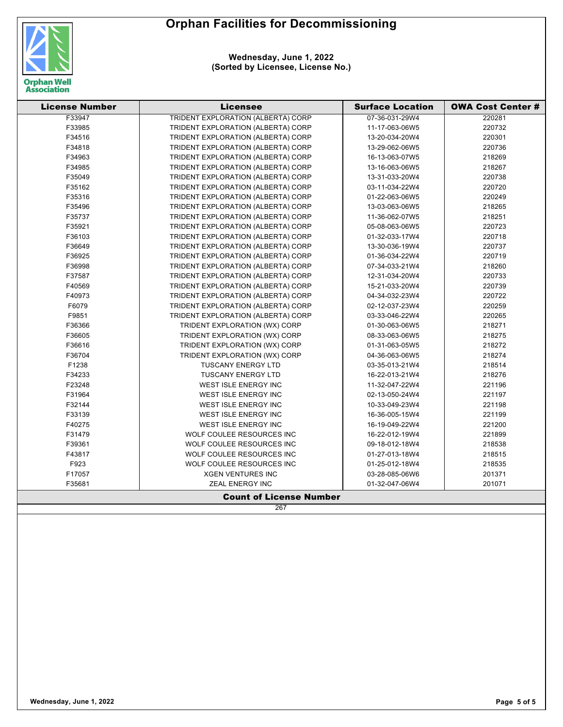# Orphan Facilities for Decommissioning

**Wednesday, June 1, 2022**
**(Sorted by Licensee, License No.)**

| License Number | Licensee | Surface Location | OWA Cost Center # |
|---|---|---|---|
| F33947 | TRIDENT EXPLORATION (ALBERTA) CORP | 07-36-031-29W4 | 220281 |
| F33985 | TRIDENT EXPLORATION (ALBERTA) CORP | 11-17-063-06W5 | 220732 |
| F34516 | TRIDENT EXPLORATION (ALBERTA) CORP | 13-20-034-20W4 | 220301 |
| F34818 | TRIDENT EXPLORATION (ALBERTA) CORP | 13-29-062-06W5 | 220736 |
| F34963 | TRIDENT EXPLORATION (ALBERTA) CORP | 16-13-063-07W5 | 218269 |
| F34985 | TRIDENT EXPLORATION (ALBERTA) CORP | 13-16-063-06W5 | 218267 |
| F35049 | TRIDENT EXPLORATION (ALBERTA) CORP | 13-31-033-20W4 | 220738 |
| F35162 | TRIDENT EXPLORATION (ALBERTA) CORP | 03-11-034-22W4 | 220720 |
| F35316 | TRIDENT EXPLORATION (ALBERTA) CORP | 01-22-063-06W5 | 220249 |
| F35496 | TRIDENT EXPLORATION (ALBERTA) CORP | 13-03-063-06W5 | 218265 |
| F35737 | TRIDENT EXPLORATION (ALBERTA) CORP | 11-36-062-07W5 | 218251 |
| F35921 | TRIDENT EXPLORATION (ALBERTA) CORP | 05-08-063-06W5 | 220723 |
| F36103 | TRIDENT EXPLORATION (ALBERTA) CORP | 01-32-033-17W4 | 220718 |
| F36649 | TRIDENT EXPLORATION (ALBERTA) CORP | 13-30-036-19W4 | 220737 |
| F36925 | TRIDENT EXPLORATION (ALBERTA) CORP | 01-36-034-22W4 | 220719 |
| F36998 | TRIDENT EXPLORATION (ALBERTA) CORP | 07-34-033-21W4 | 218260 |
| F37587 | TRIDENT EXPLORATION (ALBERTA) CORP | 12-31-034-20W4 | 220733 |
| F40569 | TRIDENT EXPLORATION (ALBERTA) CORP | 15-21-033-20W4 | 220739 |
| F40973 | TRIDENT EXPLORATION (ALBERTA) CORP | 04-34-032-23W4 | 220722 |
| F6079 | TRIDENT EXPLORATION (ALBERTA) CORP | 02-12-037-23W4 | 220259 |
| F9851 | TRIDENT EXPLORATION (ALBERTA) CORP | 03-33-046-22W4 | 220265 |
| F36366 | TRIDENT EXPLORATION (WX) CORP | 01-30-063-06W5 | 218271 |
| F36605 | TRIDENT EXPLORATION (WX) CORP | 08-33-063-06W5 | 218275 |
| F36616 | TRIDENT EXPLORATION (WX) CORP | 01-31-063-05W5 | 218272 |
| F36704 | TRIDENT EXPLORATION (WX) CORP | 04-36-063-06W5 | 218274 |
| F1238 | TUSCANY ENERGY LTD | 03-35-013-21W4 | 218514 |
| F34233 | TUSCANY ENERGY LTD | 16-22-013-21W4 | 218276 |
| F23248 | WEST ISLE ENERGY INC | 11-32-047-22W4 | 221196 |
| F31964 | WEST ISLE ENERGY INC | 02-13-050-24W4 | 221197 |
| F32144 | WEST ISLE ENERGY INC | 10-33-049-23W4 | 221198 |
| F33139 | WEST ISLE ENERGY INC | 16-36-005-15W4 | 221199 |
| F40275 | WEST ISLE ENERGY INC | 16-19-049-22W4 | 221200 |
| F31479 | WOLF COULEE RESOURCES INC | 16-22-012-19W4 | 221899 |
| F39361 | WOLF COULEE RESOURCES INC | 09-18-012-18W4 | 218538 |
| F43817 | WOLF COULEE RESOURCES INC | 01-27-013-18W4 | 218515 |
| F923 | WOLF COULEE RESOURCES INC | 01-25-012-18W4 | 218535 |
| F17057 | XGEN VENTURES INC | 03-28-085-06W6 | 201371 |
| F35681 | ZEAL ENERGY INC | 01-32-047-06W4 | 201071 |

**Count of License Number**

267